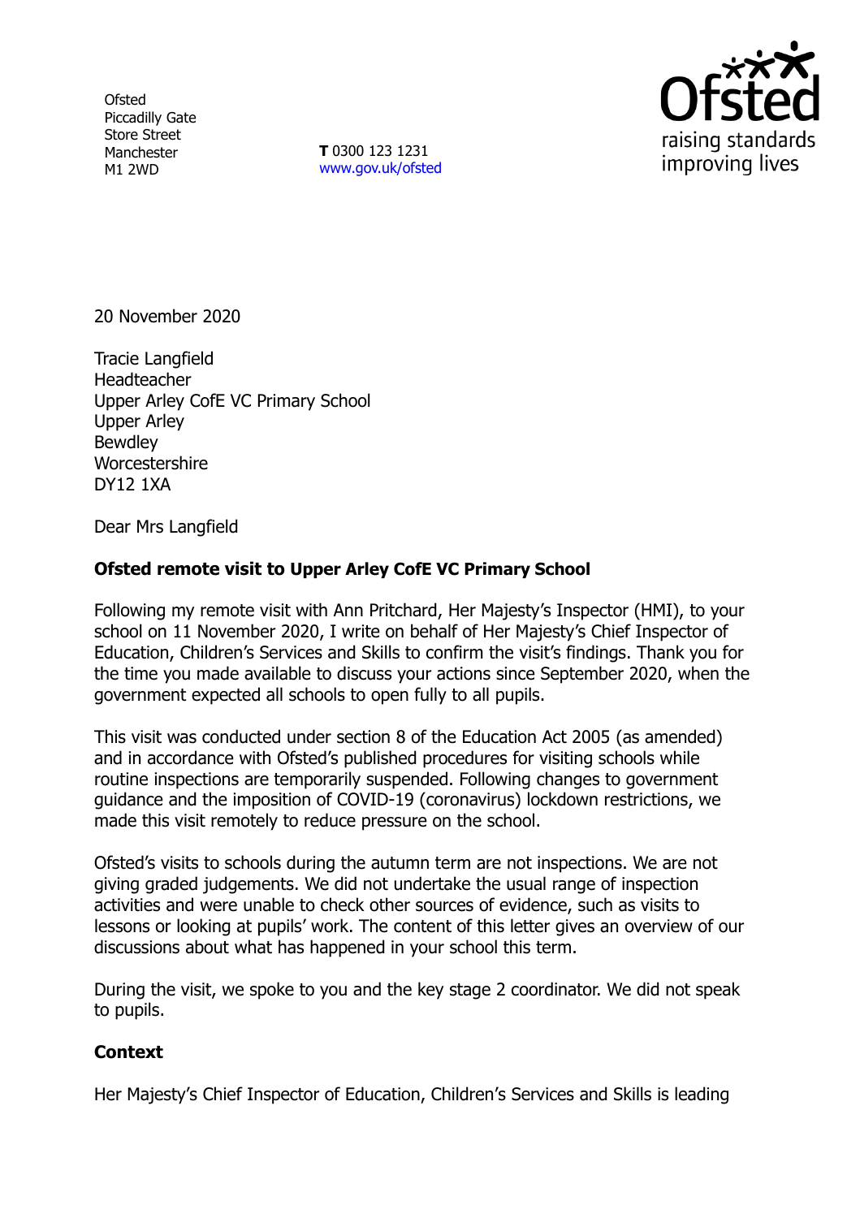Ofsted
Piccadilly Gate
Store Street
Manchester
M1 2WD

**T** 0300 123 1231
www.gov.uk/ofsted

20 November 2020

Tracie Langfield
Headteacher
Upper Arley CofE VC Primary School
Upper Arley
Bewdley
Worcestershire
DY12 1XA

Dear Mrs Langfield

**Ofsted remote visit to Upper Arley CofE VC Primary School**

Following my remote visit with Ann Pritchard, Her Majesty's Inspector (HMI), to your school on 11 November 2020, I write on behalf of Her Majesty's Chief Inspector of Education, Children's Services and Skills to confirm the visit's findings. Thank you for the time you made available to discuss your actions since September 2020, when the government expected all schools to open fully to all pupils.

This visit was conducted under section 8 of the Education Act 2005 (as amended) and in accordance with Ofsted's published procedures for visiting schools while routine inspections are temporarily suspended. Following changes to government guidance and the imposition of COVID-19 (coronavirus) lockdown restrictions, we made this visit remotely to reduce pressure on the school.

Ofsted's visits to schools during the autumn term are not inspections. We are not giving graded judgements. We did not undertake the usual range of inspection activities and were unable to check other sources of evidence, such as visits to lessons or looking at pupils' work. The content of this letter gives an overview of our discussions about what has happened in your school this term.

During the visit, we spoke to you and the key stage 2 coordinator. We did not speak to pupils.

**Context**

Her Majesty's Chief Inspector of Education, Children's Services and Skills is leading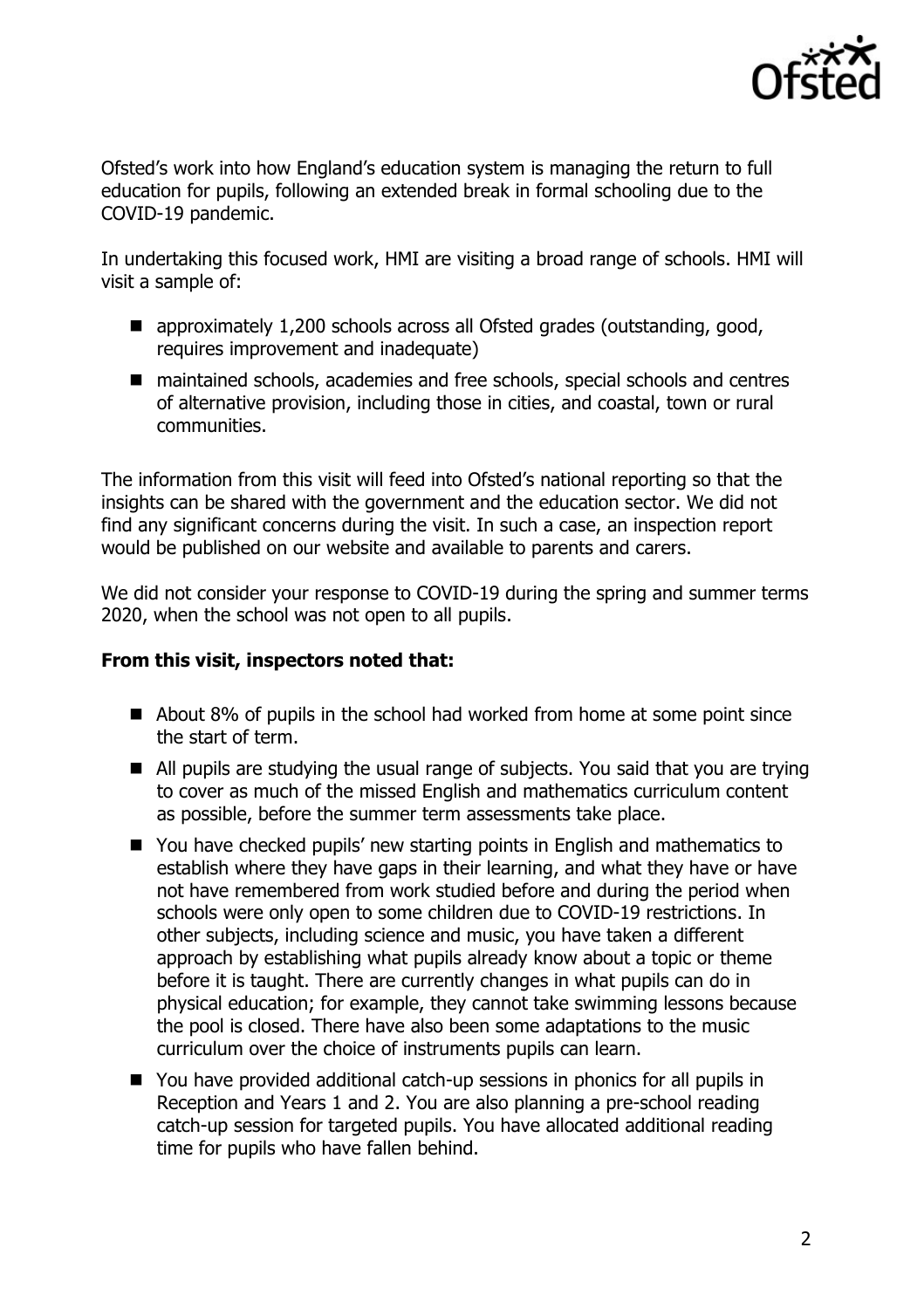Ofsted's work into how England's education system is managing the return to full education for pupils, following an extended break in formal schooling due to the COVID-19 pandemic.

In undertaking this focused work, HMI are visiting a broad range of schools. HMI will visit a sample of:

- approximately 1,200 schools across all Ofsted grades (outstanding, good, requires improvement and inadequate)
- maintained schools, academies and free schools, special schools and centres of alternative provision, including those in cities, and coastal, town or rural communities.

The information from this visit will feed into Ofsted's national reporting so that the insights can be shared with the government and the education sector. We did not find any significant concerns during the visit. In such a case, an inspection report would be published on our website and available to parents and carers.

We did not consider your response to COVID-19 during the spring and summer terms 2020, when the school was not open to all pupils.

**From this visit, inspectors noted that:**

- About 8% of pupils in the school had worked from home at some point since the start of term.
- All pupils are studying the usual range of subjects. You said that you are trying to cover as much of the missed English and mathematics curriculum content as possible, before the summer term assessments take place.
- You have checked pupils' new starting points in English and mathematics to establish where they have gaps in their learning, and what they have or have not have remembered from work studied before and during the period when schools were only open to some children due to COVID-19 restrictions. In other subjects, including science and music, you have taken a different approach by establishing what pupils already know about a topic or theme before it is taught. There are currently changes in what pupils can do in physical education; for example, they cannot take swimming lessons because the pool is closed. There have also been some adaptations to the music curriculum over the choice of instruments pupils can learn.
- You have provided additional catch-up sessions in phonics for all pupils in Reception and Years 1 and 2. You are also planning a pre-school reading catch-up session for targeted pupils. You have allocated additional reading time for pupils who have fallen behind.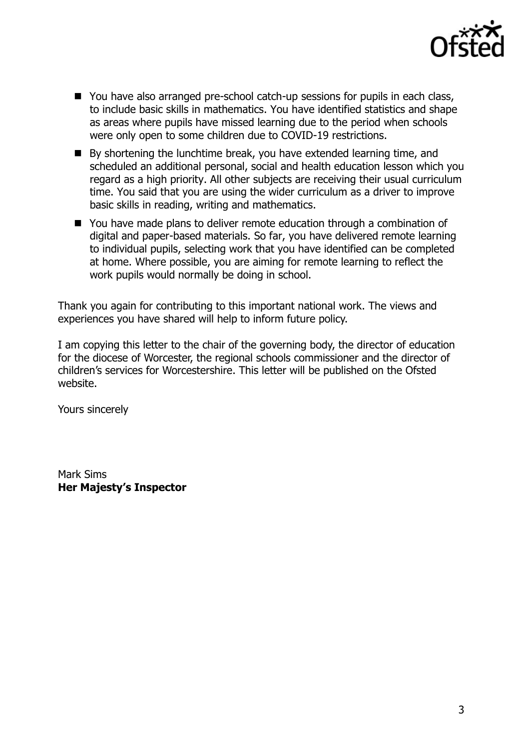- You have also arranged pre-school catch-up sessions for pupils in each class, to include basic skills in mathematics. You have identified statistics and shape as areas where pupils have missed learning due to the period when schools were only open to some children due to COVID-19 restrictions.
- By shortening the lunchtime break, you have extended learning time, and scheduled an additional personal, social and health education lesson which you regard as a high priority. All other subjects are receiving their usual curriculum time. You said that you are using the wider curriculum as a driver to improve basic skills in reading, writing and mathematics.
- You have made plans to deliver remote education through a combination of digital and paper-based materials. So far, you have delivered remote learning to individual pupils, selecting work that you have identified can be completed at home. Where possible, you are aiming for remote learning to reflect the work pupils would normally be doing in school.

Thank you again for contributing to this important national work. The views and experiences you have shared will help to inform future policy.

I am copying this letter to the chair of the governing body, the director of education for the diocese of Worcester, the regional schools commissioner and the director of children's services for Worcestershire. This letter will be published on the Ofsted website.

Yours sincerely

Mark Sims
**Her Majesty's Inspector**